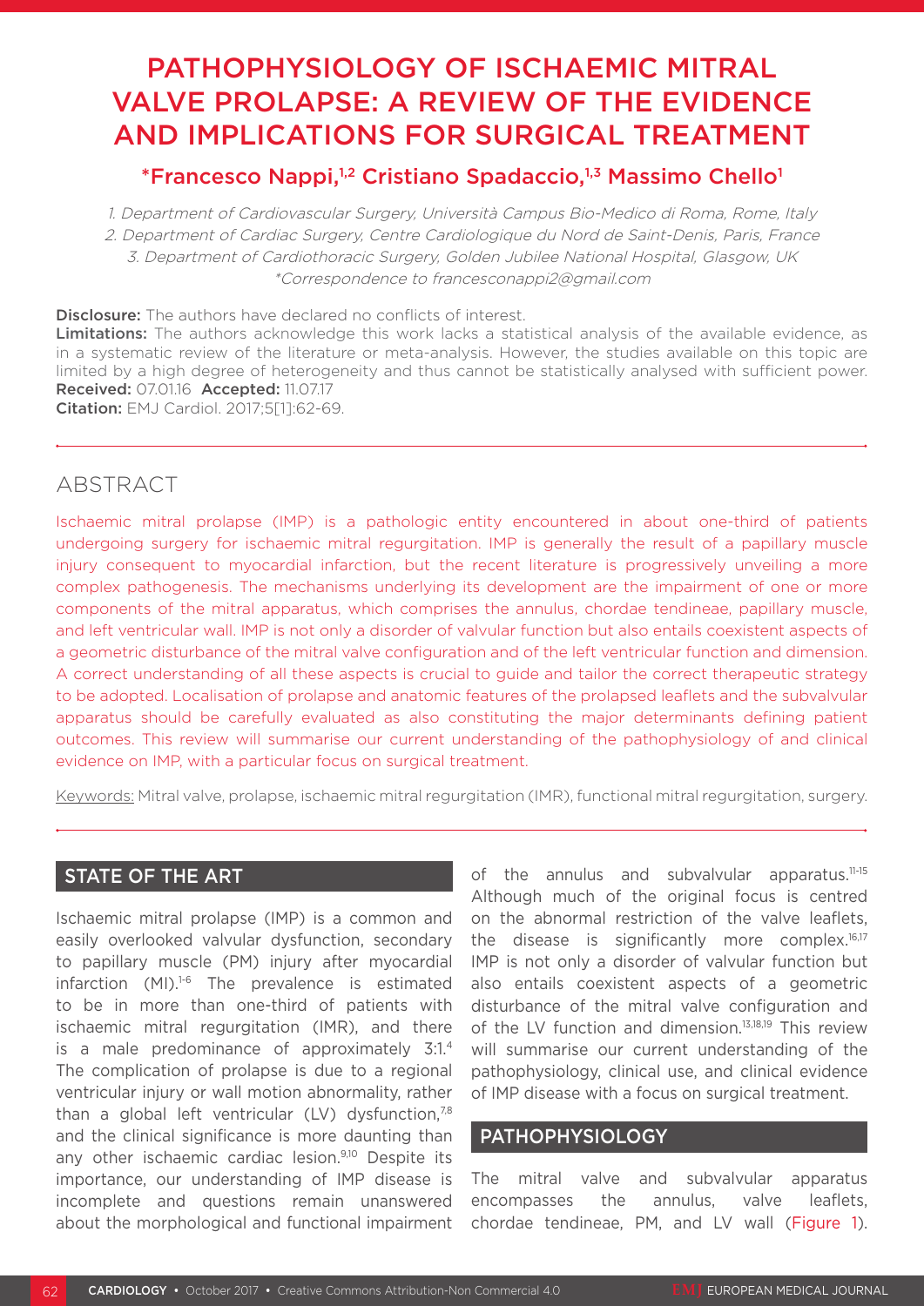# PATHOPHYSIOLOGY OF ISCHAEMIC MITRAL VALVE PROLAPSE: A REVIEW OF THE EVIDENCE AND IMPLICATIONS FOR SURGICAL TREATMENT

**\*Francesco Nappi,[1,2] Cristiano Spadaccio,[1,3] Massimo Chello[1]**

*1. Department of Cardiovascular Surgery, Università Campus Bio-Medico di Roma, Rome, Italy*
*2. Department of Cardiac Surgery, Centre Cardiologique du Nord de Saint-Denis, Paris, France*
*3. Department of Cardiothoracic Surgery, Golden Jubilee National Hospital, Glasgow, UK*
*\*Correspondence to francesconappi2@gmail.com*

**Disclosure:** The authors have declared no conflicts of interest.
**Limitations:** The authors acknowledge this work lacks a statistical analysis of the available evidence, as in a systematic review of the literature or meta-analysis. However, the studies available on this topic are limited by a high degree of heterogeneity and thus cannot be statistically analysed with sufficient power.
**Received:** 07.01.16 **Accepted:** 11.07.17
**Citation:** EMJ Cardiol. 2017;5[1]:62-69.

## ABSTRACT

Ischaemic mitral prolapse (IMP) is a pathologic entity encountered in about one-third of patients undergoing surgery for ischaemic mitral regurgitation. IMP is generally the result of a papillary muscle injury consequent to myocardial infarction, but the recent literature is progressively unveiling a more complex pathogenesis. The mechanisms underlying its development are the impairment of one or more components of the mitral apparatus, which comprises the annulus, chordae tendineae, papillary muscle, and left ventricular wall. IMP is not only a disorder of valvular function but also entails coexistent aspects of a geometric disturbance of the mitral valve configuration and of the left ventricular function and dimension. A correct understanding of all these aspects is crucial to guide and tailor the correct therapeutic strategy to be adopted. Localisation of prolapse and anatomic features of the prolapsed leaflets and the subvalvular apparatus should be carefully evaluated as also constituting the major determinants defining patient outcomes. This review will summarise our current understanding of the pathophysiology of and clinical evidence on IMP, with a particular focus on surgical treatment.

Keywords: Mitral valve, prolapse, ischaemic mitral regurgitation (IMR), functional mitral regurgitation, surgery.

## STATE OF THE ART

Ischaemic mitral prolapse (IMP) is a common and easily overlooked valvular dysfunction, secondary to papillary muscle (PM) injury after myocardial infarction (MI).[1-6] The prevalence is estimated to be in more than one-third of patients with ischaemic mitral regurgitation (IMR), and there is a male predominance of approximately 3:1.[4] The complication of prolapse is due to a regional ventricular injury or wall motion abnormality, rather than a global left ventricular (LV) dysfunction,[7,8] and the clinical significance is more daunting than any other ischaemic cardiac lesion.[9,10] Despite its importance, our understanding of IMP disease is incomplete and questions remain unanswered about the morphological and functional impairment of the annulus and subvalvular apparatus.[11-15] Although much of the original focus is centred on the abnormal restriction of the valve leaflets, the disease is significantly more complex.[16,17] IMP is not only a disorder of valvular function but also entails coexistent aspects of a geometric disturbance of the mitral valve configuration and of the LV function and dimension.[13,18,19] This review will summarise our current understanding of the pathophysiology, clinical use, and clinical evidence of IMP disease with a focus on surgical treatment.

## PATHOPHYSIOLOGY

The mitral valve and subvalvular apparatus encompasses the annulus, valve leaflets, chordae tendineae, PM, and LV wall (Figure 1).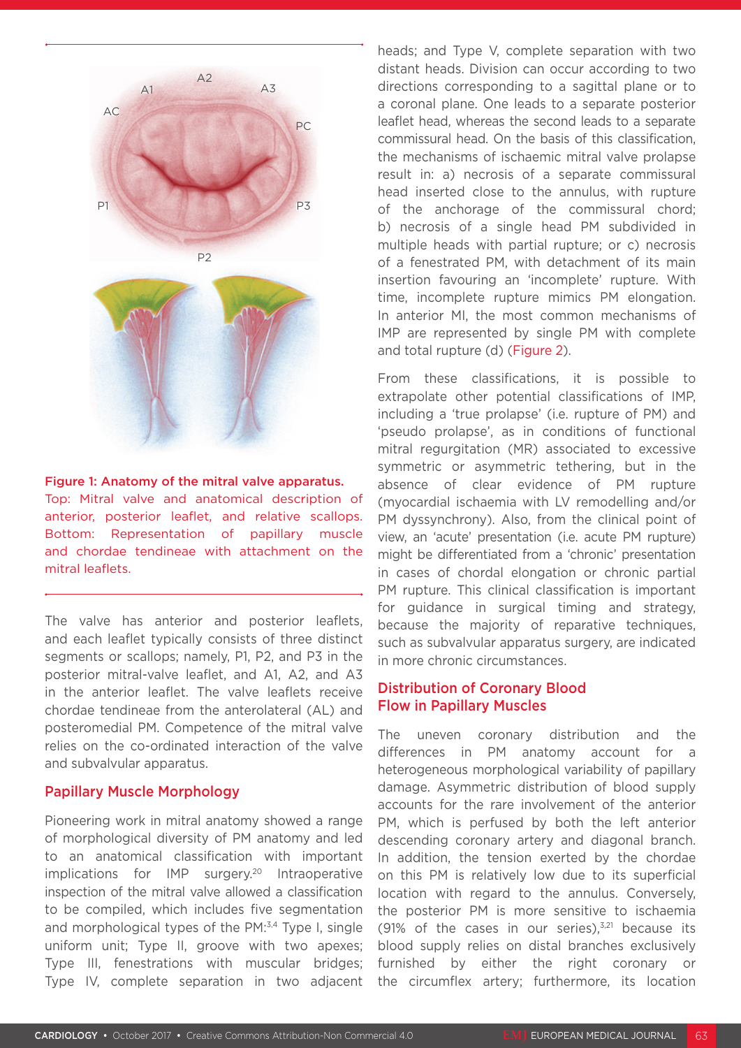**Figure 1: Anatomy of the mitral valve apparatus.**
Top: Mitral valve and anatomical description of anterior, posterior leaflet, and relative scallops. Bottom: Representation of papillary muscle and chordae tendineae with attachment on the mitral leaflets.

The valve has anterior and posterior leaflets, and each leaflet typically consists of three distinct segments or scallops; namely, P1, P2, and P3 in the posterior mitral-valve leaflet, and A1, A2, and A3 in the anterior leaflet. The valve leaflets receive chordae tendineae from the anterolateral (AL) and posteromedial PM. Competence of the mitral valve relies on the co-ordinated interaction of the valve and subvalvular apparatus.

## Papillary Muscle Morphology

Pioneering work in mitral anatomy showed a range of morphological diversity of PM anatomy and led to an anatomical classification with important implications for IMP surgery.[20] Intraoperative inspection of the mitral valve allowed a classification to be compiled, which includes five segmentation and morphological types of the PM:[3,4] Type I, single uniform unit; Type II, groove with two apexes; Type III, fenestrations with muscular bridges; Type IV, complete separation in two adjacent heads; and Type V, complete separation with two distant heads. Division can occur according to two directions corresponding to a sagittal plane or to a coronal plane. One leads to a separate posterior leaflet head, whereas the second leads to a separate commissural head. On the basis of this classification, the mechanisms of ischaemic mitral valve prolapse result in: a) necrosis of a separate commissural head inserted close to the annulus, with rupture of the anchorage of the commissural chord; b) necrosis of a single head PM subdivided in multiple heads with partial rupture; or c) necrosis of a fenestrated PM, with detachment of its main insertion favouring an 'incomplete' rupture. With time, incomplete rupture mimics PM elongation. In anterior MI, the most common mechanisms of IMP are represented by single PM with complete and total rupture (d) (Figure 2).

From these classifications, it is possible to extrapolate other potential classifications of IMP, including a 'true prolapse' (i.e. rupture of PM) and 'pseudo prolapse', as in conditions of functional mitral regurgitation (MR) associated to excessive symmetric or asymmetric tethering, but in the absence of clear evidence of PM rupture (myocardial ischaemia with LV remodelling and/or PM dyssynchrony). Also, from the clinical point of view, an 'acute' presentation (i.e. acute PM rupture) might be differentiated from a 'chronic' presentation in cases of chordal elongation or chronic partial PM rupture. This clinical classification is important for guidance in surgical timing and strategy, because the majority of reparative techniques, such as subvalvular apparatus surgery, are indicated in more chronic circumstances.

## Distribution of Coronary Blood Flow in Papillary Muscles

The uneven coronary distribution and the differences in PM anatomy account for a heterogeneous morphological variability of papillary damage. Asymmetric distribution of blood supply accounts for the rare involvement of the anterior PM, which is perfused by both the left anterior descending coronary artery and diagonal branch. In addition, the tension exerted by the chordae on this PM is relatively low due to its superficial location with regard to the annulus. Conversely, the posterior PM is more sensitive to ischaemia (91% of the cases in our series),[3,21] because its blood supply relies on distal branches exclusively furnished by either the right coronary or the circumflex artery; furthermore, its location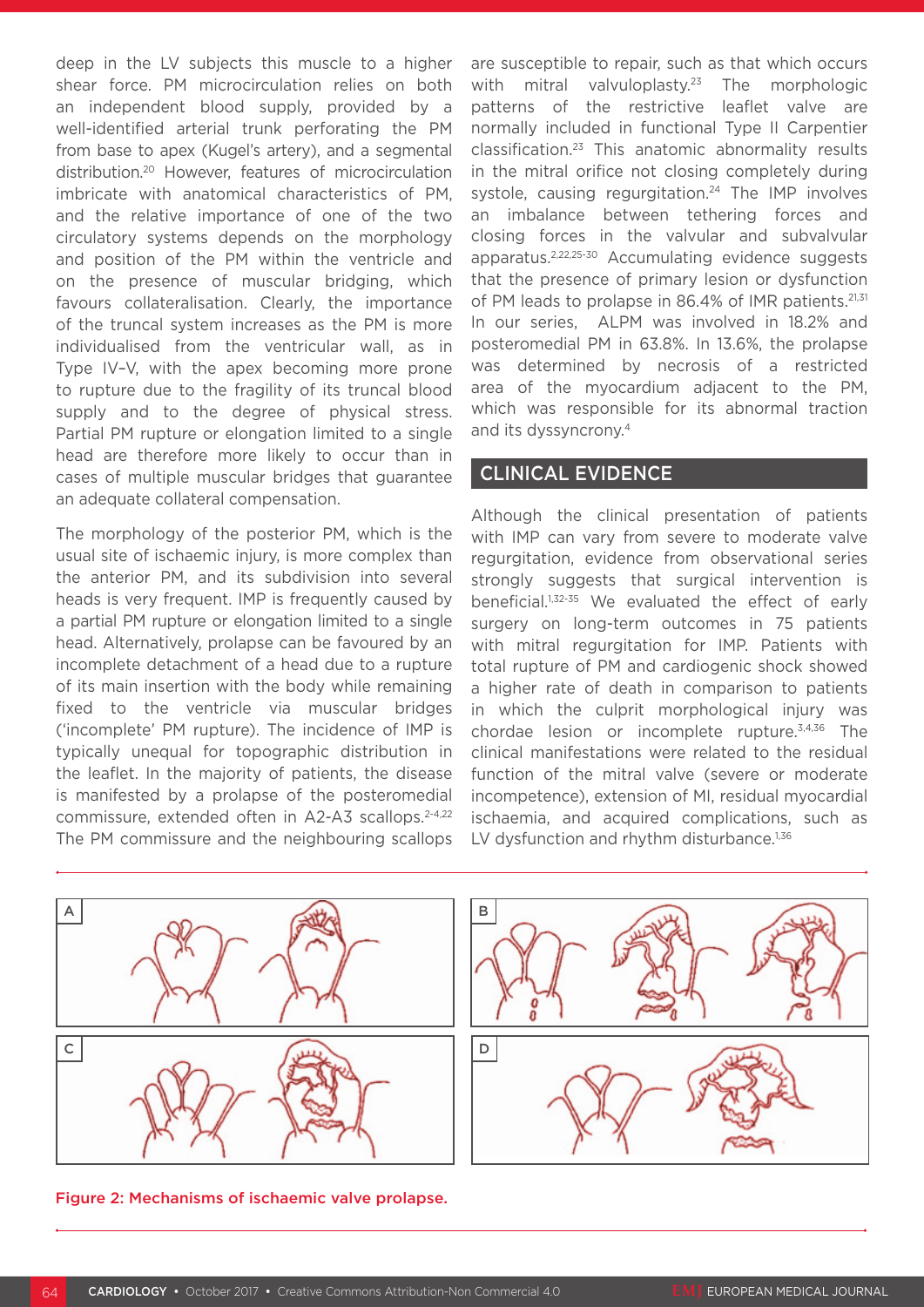deep in the LV subjects this muscle to a higher shear force. PM microcirculation relies on both an independent blood supply, provided by a well-identified arterial trunk perforating the PM from base to apex (Kugel's artery), and a segmental distribution.[20] However, features of microcirculation imbricate with anatomical characteristics of PM, and the relative importance of one of the two circulatory systems depends on the morphology and position of the PM within the ventricle and on the presence of muscular bridging, which favours collateralisation. Clearly, the importance of the truncal system increases as the PM is more individualised from the ventricular wall, as in Type IV–V, with the apex becoming more prone to rupture due to the fragility of its truncal blood supply and to the degree of physical stress. Partial PM rupture or elongation limited to a single head are therefore more likely to occur than in cases of multiple muscular bridges that guarantee an adequate collateral compensation.

The morphology of the posterior PM, which is the usual site of ischaemic injury, is more complex than the anterior PM, and its subdivision into several heads is very frequent. IMP is frequently caused by a partial PM rupture or elongation limited to a single head. Alternatively, prolapse can be favoured by an incomplete detachment of a head due to a rupture of its main insertion with the body while remaining fixed to the ventricle via muscular bridges ('incomplete' PM rupture). The incidence of IMP is typically unequal for topographic distribution in the leaflet. In the majority of patients, the disease is manifested by a prolapse of the posteromedial commissure, extended often in A2-A3 scallops.[2-4,22] The PM commissure and the neighbouring scallops are susceptible to repair, such as that which occurs with mitral valvuloplasty.[23] The morphologic patterns of the restrictive leaflet valve are normally included in functional Type II Carpentier classification.[23] This anatomic abnormality results in the mitral orifice not closing completely during systole, causing regurgitation.[24] The IMP involves an imbalance between tethering forces and closing forces in the valvular and subvalvular apparatus.[2,22,25-30] Accumulating evidence suggests that the presence of primary lesion or dysfunction of PM leads to prolapse in 86.4% of IMR patients.[21,31] In our series, ALPM was involved in 18.2% and posteromedial PM in 63.8%. In 13.6%, the prolapse was determined by necrosis of a restricted area of the myocardium adjacent to the PM, which was responsible for its abnormal traction and its dyssyncrony.[4]

## CLINICAL EVIDENCE

Although the clinical presentation of patients with IMP can vary from severe to moderate valve regurgitation, evidence from observational series strongly suggests that surgical intervention is beneficial.[1,32-35] We evaluated the effect of early surgery on long-term outcomes in 75 patients with mitral regurgitation for IMP. Patients with total rupture of PM and cardiogenic shock showed a higher rate of death in comparison to patients in which the culprit morphological injury was chordae lesion or incomplete rupture.[3,4,36] The clinical manifestations were related to the residual function of the mitral valve (severe or moderate incompetence), extension of MI, residual myocardial ischaemia, and acquired complications, such as LV dysfunction and rhythm disturbance.[1,36]

Figure 2: Mechanisms of ischaemic valve prolapse.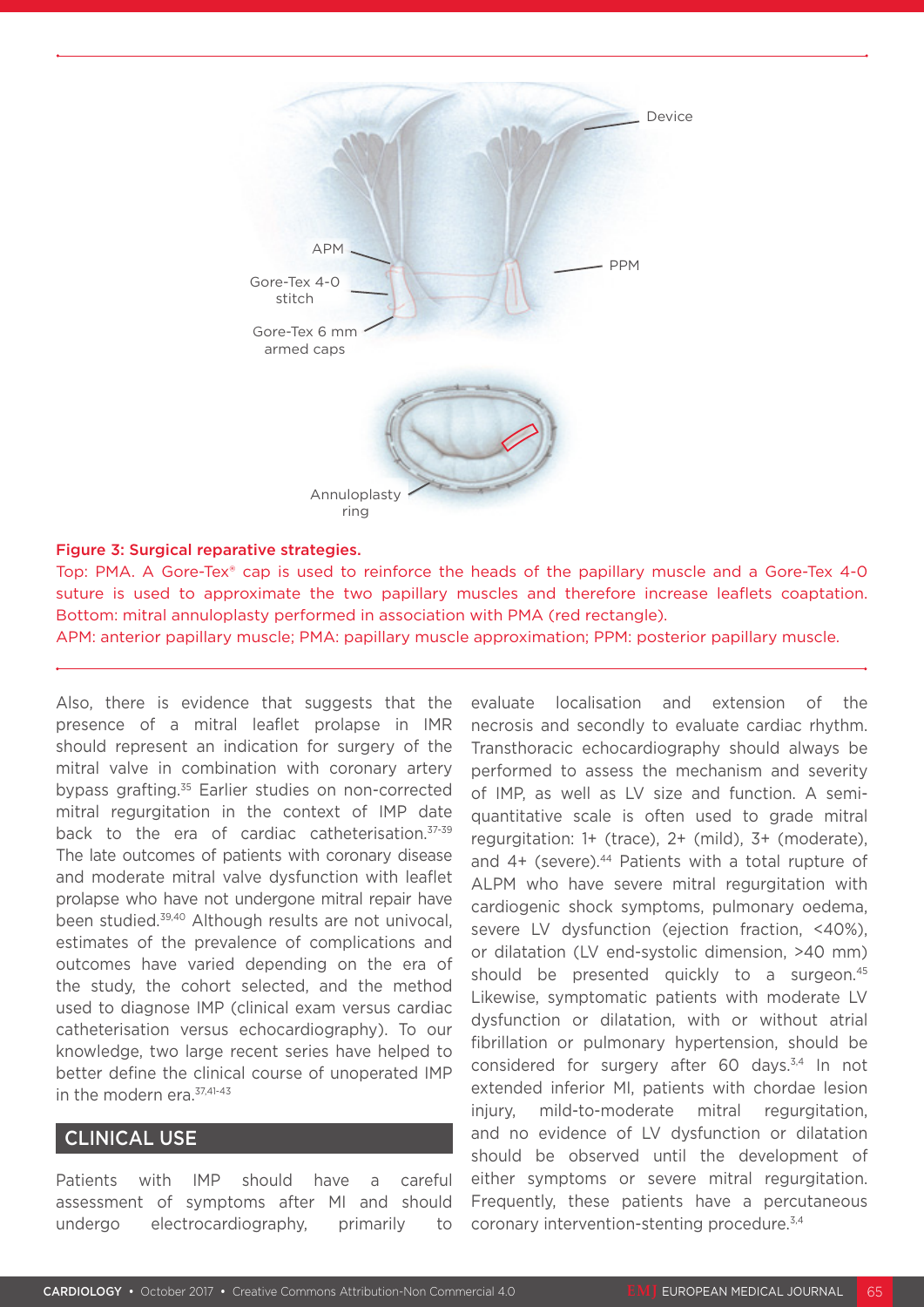**Figure 3: Surgical reparative strategies.**

Top: PMA. A Gore-Tex® cap is used to reinforce the heads of the papillary muscle and a Gore-Tex 4-0 suture is used to approximate the two papillary muscles and therefore increase leaflets coaptation. Bottom: mitral annuloplasty performed in association with PMA (red rectangle).

APM: anterior papillary muscle; PMA: papillary muscle approximation; PPM: posterior papillary muscle.

Also, there is evidence that suggests that the presence of a mitral leaflet prolapse in IMR should represent an indication for surgery of the mitral valve in combination with coronary artery bypass grafting.[35] Earlier studies on non-corrected mitral regurgitation in the context of IMP date back to the era of cardiac catheterisation.[37-39] The late outcomes of patients with coronary disease and moderate mitral valve dysfunction with leaflet prolapse who have not undergone mitral repair have been studied.[39,40] Although results are not univocal, estimates of the prevalence of complications and outcomes have varied depending on the era of the study, the cohort selected, and the method used to diagnose IMP (clinical exam versus cardiac catheterisation versus echocardiography). To our knowledge, two large recent series have helped to better define the clinical course of unoperated IMP in the modern era.[37,41-43]

## CLINICAL USE

Patients with IMP should have a careful assessment of symptoms after MI and should undergo electrocardiography, primarily to evaluate localisation and extension of the necrosis and secondly to evaluate cardiac rhythm. Transthoracic echocardiography should always be performed to assess the mechanism and severity of IMP, as well as LV size and function. A semi-quantitative scale is often used to grade mitral regurgitation: 1+ (trace), 2+ (mild), 3+ (moderate), and 4+ (severe).[44] Patients with a total rupture of ALPM who have severe mitral regurgitation with cardiogenic shock symptoms, pulmonary oedema, severe LV dysfunction (ejection fraction, <40%), or dilatation (LV end-systolic dimension, >40 mm) should be presented quickly to a surgeon.[45] Likewise, symptomatic patients with moderate LV dysfunction or dilatation, with or without atrial fibrillation or pulmonary hypertension, should be considered for surgery after 60 days.[3,4] In not extended inferior MI, patients with chordae lesion injury, mild-to-moderate mitral regurgitation, and no evidence of LV dysfunction or dilatation should be observed until the development of either symptoms or severe mitral regurgitation. Frequently, these patients have a percutaneous coronary intervention-stenting procedure.[3,4]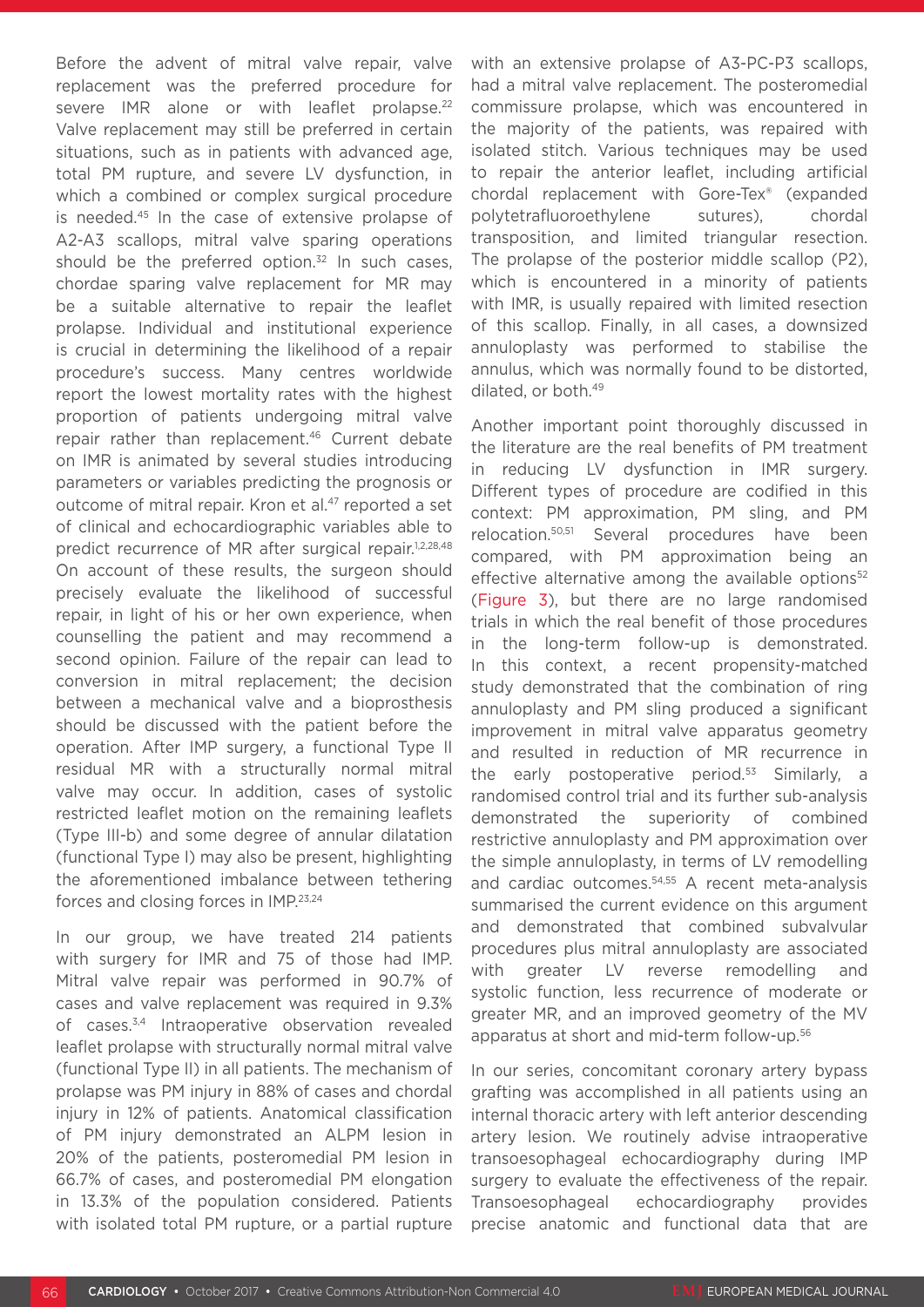Before the advent of mitral valve repair, valve replacement was the preferred procedure for severe IMR alone or with leaflet prolapse.[22] Valve replacement may still be preferred in certain situations, such as in patients with advanced age, total PM rupture, and severe LV dysfunction, in which a combined or complex surgical procedure is needed.[45] In the case of extensive prolapse of A2-A3 scallops, mitral valve sparing operations should be the preferred option.[32] In such cases, chordae sparing valve replacement for MR may be a suitable alternative to repair the leaflet prolapse. Individual and institutional experience is crucial in determining the likelihood of a repair procedure's success. Many centres worldwide report the lowest mortality rates with the highest proportion of patients undergoing mitral valve repair rather than replacement.[46] Current debate on IMR is animated by several studies introducing parameters or variables predicting the prognosis or outcome of mitral repair. Kron et al.[47] reported a set of clinical and echocardiographic variables able to predict recurrence of MR after surgical repair.[1,2,28,48] On account of these results, the surgeon should precisely evaluate the likelihood of successful repair, in light of his or her own experience, when counselling the patient and may recommend a second opinion. Failure of the repair can lead to conversion in mitral replacement; the decision between a mechanical valve and a bioprosthesis should be discussed with the patient before the operation. After IMP surgery, a functional Type II residual MR with a structurally normal mitral valve may occur. In addition, cases of systolic restricted leaflet motion on the remaining leaflets (Type III-b) and some degree of annular dilatation (functional Type I) may also be present, highlighting the aforementioned imbalance between tethering forces and closing forces in IMP.[23,24]

In our group, we have treated 214 patients with surgery for IMR and 75 of those had IMP. Mitral valve repair was performed in 90.7% of cases and valve replacement was required in 9.3% of cases.[3,4] Intraoperative observation revealed leaflet prolapse with structurally normal mitral valve (functional Type II) in all patients. The mechanism of prolapse was PM injury in 88% of cases and chordal injury in 12% of patients. Anatomical classification of PM injury demonstrated an ALPM lesion in 20% of the patients, posteromedial PM lesion in 66.7% of cases, and posteromedial PM elongation in 13.3% of the population considered. Patients with isolated total PM rupture, or a partial rupture with an extensive prolapse of A3-PC-P3 scallops, had a mitral valve replacement. The posteromedial commissure prolapse, which was encountered in the majority of the patients, was repaired with isolated stitch. Various techniques may be used to repair the anterior leaflet, including artificial chordal replacement with Gore-Tex® (expanded polytetrafluoroethylene sutures), chordal transposition, and limited triangular resection. The prolapse of the posterior middle scallop (P2), which is encountered in a minority of patients with IMR, is usually repaired with limited resection of this scallop. Finally, in all cases, a downsized annuloplasty was performed to stabilise the annulus, which was normally found to be distorted, dilated, or both.[49]

Another important point thoroughly discussed in the literature are the real benefits of PM treatment in reducing LV dysfunction in IMR surgery. Different types of procedure are codified in this context: PM approximation, PM sling, and PM relocation.[50,51] Several procedures have been compared, with PM approximation being an effective alternative among the available options[52] (Figure 3), but there are no large randomised trials in which the real benefit of those procedures in the long-term follow-up is demonstrated. In this context, a recent propensity-matched study demonstrated that the combination of ring annuloplasty and PM sling produced a significant improvement in mitral valve apparatus geometry and resulted in reduction of MR recurrence in the early postoperative period.[53] Similarly, a randomised control trial and its further sub-analysis demonstrated the superiority of combined restrictive annuloplasty and PM approximation over the simple annuloplasty, in terms of LV remodelling and cardiac outcomes.[54,55] A recent meta-analysis summarised the current evidence on this argument and demonstrated that combined subvalvular procedures plus mitral annuloplasty are associated with greater LV reverse remodelling and systolic function, less recurrence of moderate or greater MR, and an improved geometry of the MV apparatus at short and mid-term follow-up.[56]

In our series, concomitant coronary artery bypass grafting was accomplished in all patients using an internal thoracic artery with left anterior descending artery lesion. We routinely advise intraoperative transoesophageal echocardiography during IMP surgery to evaluate the effectiveness of the repair. Transoesophageal echocardiography provides precise anatomic and functional data that are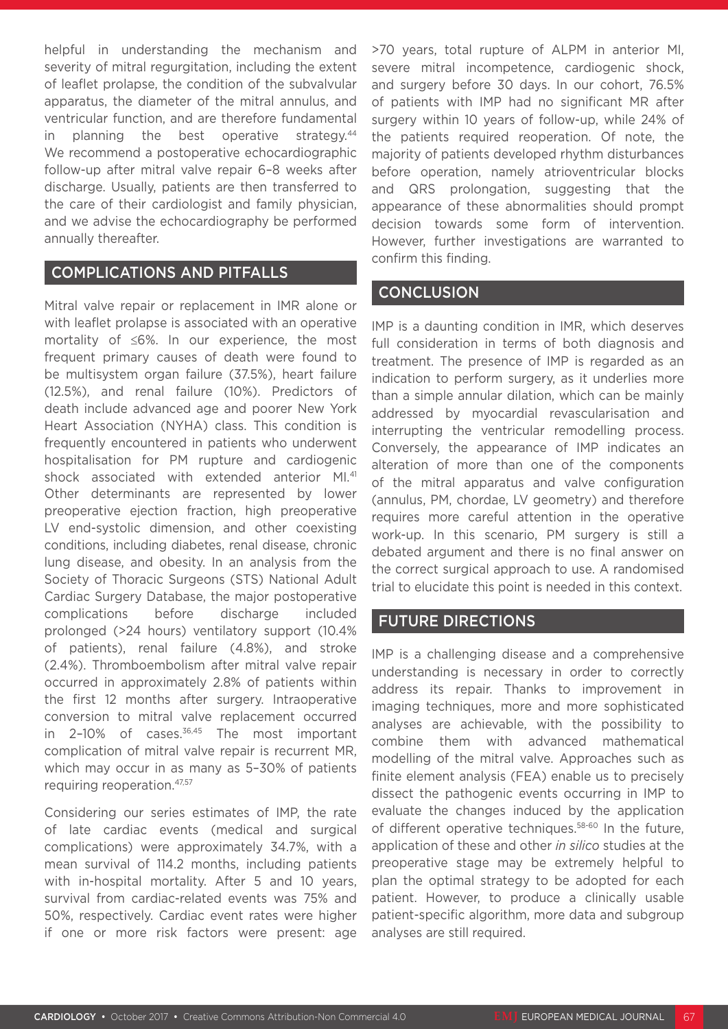helpful in understanding the mechanism and severity of mitral regurgitation, including the extent of leaflet prolapse, the condition of the subvalvular apparatus, the diameter of the mitral annulus, and ventricular function, and are therefore fundamental in planning the best operative strategy.[44] We recommend a postoperative echocardiographic follow-up after mitral valve repair 6–8 weeks after discharge. Usually, patients are then transferred to the care of their cardiologist and family physician, and we advise the echocardiography be performed annually thereafter.

## COMPLICATIONS AND PITFALLS

Mitral valve repair or replacement in IMR alone or with leaflet prolapse is associated with an operative mortality of ≤6%. In our experience, the most frequent primary causes of death were found to be multisystem organ failure (37.5%), heart failure (12.5%), and renal failure (10%). Predictors of death include advanced age and poorer New York Heart Association (NYHA) class. This condition is frequently encountered in patients who underwent hospitalisation for PM rupture and cardiogenic shock associated with extended anterior MI.[41] Other determinants are represented by lower preoperative ejection fraction, high preoperative LV end-systolic dimension, and other coexisting conditions, including diabetes, renal disease, chronic lung disease, and obesity. In an analysis from the Society of Thoracic Surgeons (STS) National Adult Cardiac Surgery Database, the major postoperative complications before discharge included prolonged (>24 hours) ventilatory support (10.4% of patients), renal failure (4.8%), and stroke (2.4%). Thromboembolism after mitral valve repair occurred in approximately 2.8% of patients within the first 12 months after surgery. Intraoperative conversion to mitral valve replacement occurred in 2–10% of cases.[36,45] The most important complication of mitral valve repair is recurrent MR, which may occur in as many as 5–30% of patients requiring reoperation.[47,57]

Considering our series estimates of IMP, the rate of late cardiac events (medical and surgical complications) were approximately 34.7%, with a mean survival of 114.2 months, including patients with in-hospital mortality. After 5 and 10 years, survival from cardiac-related events was 75% and 50%, respectively. Cardiac event rates were higher if one or more risk factors were present: age >70 years, total rupture of ALPM in anterior MI, severe mitral incompetence, cardiogenic shock, and surgery before 30 days. In our cohort, 76.5% of patients with IMP had no significant MR after surgery within 10 years of follow-up, while 24% of the patients required reoperation. Of note, the majority of patients developed rhythm disturbances before operation, namely atrioventricular blocks and QRS prolongation, suggesting that the appearance of these abnormalities should prompt decision towards some form of intervention. However, further investigations are warranted to confirm this finding.

## CONCLUSION

IMP is a daunting condition in IMR, which deserves full consideration in terms of both diagnosis and treatment. The presence of IMP is regarded as an indication to perform surgery, as it underlies more than a simple annular dilation, which can be mainly addressed by myocardial revascularisation and interrupting the ventricular remodelling process. Conversely, the appearance of IMP indicates an alteration of more than one of the components of the mitral apparatus and valve configuration (annulus, PM, chordae, LV geometry) and therefore requires more careful attention in the operative work-up. In this scenario, PM surgery is still a debated argument and there is no final answer on the correct surgical approach to use. A randomised trial to elucidate this point is needed in this context.

## FUTURE DIRECTIONS

IMP is a challenging disease and a comprehensive understanding is necessary in order to correctly address its repair. Thanks to improvement in imaging techniques, more and more sophisticated analyses are achievable, with the possibility to combine them with advanced mathematical modelling of the mitral valve. Approaches such as finite element analysis (FEA) enable us to precisely dissect the pathogenic events occurring in IMP to evaluate the changes induced by the application of different operative techniques.[58-60] In the future, application of these and other *in silico* studies at the preoperative stage may be extremely helpful to plan the optimal strategy to be adopted for each patient. However, to produce a clinically usable patient-specific algorithm, more data and subgroup analyses are still required.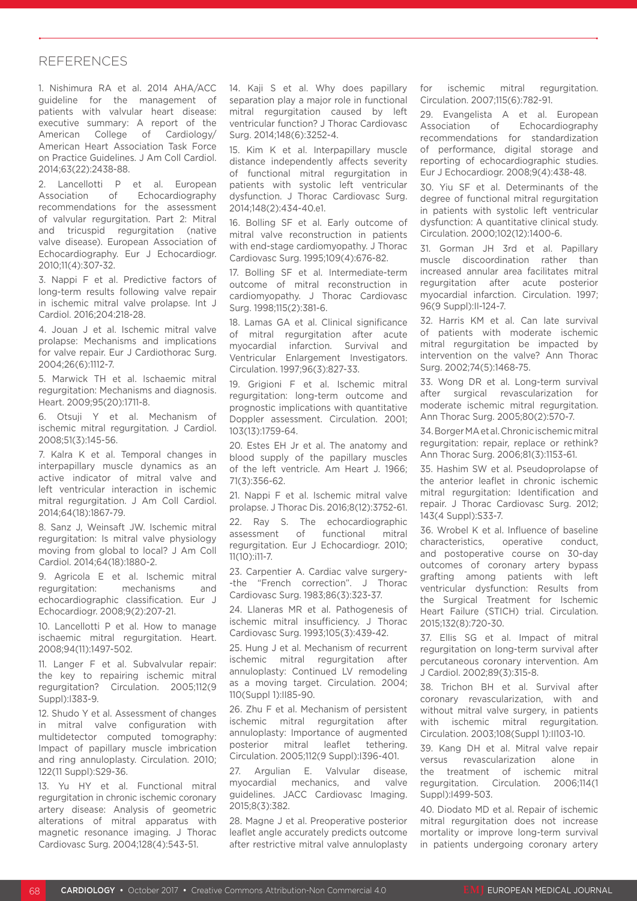## REFERENCES

1. Nishimura RA et al. 2014 AHA/ACC guideline for the management of patients with valvular heart disease: executive summary: A report of the American College of Cardiology/American Heart Association Task Force on Practice Guidelines. J Am Coll Cardiol. 2014;63(22):2438-88.

2. Lancellotti P et al. European Association of Echocardiography recommendations for the assessment of valvular regurgitation. Part 2: Mitral and tricuspid regurgitation (native valve disease). European Association of Echocardiography. Eur J Echocardiogr. 2010;11(4):307-32.

3. Nappi F et al. Predictive factors of long-term results following valve repair in ischemic mitral valve prolapse. Int J Cardiol. 2016;204:218-28.

4. Jouan J et al. Ischemic mitral valve prolapse: Mechanisms and implications for valve repair. Eur J Cardiothorac Surg. 2004;26(6):1112-7.

5. Marwick TH et al. Ischaemic mitral regurgitation: Mechanisms and diagnosis. Heart. 2009;95(20):1711-8.

6. Otsuji Y et al. Mechanism of ischemic mitral regurgitation. J Cardiol. 2008;51(3):145-56.

7. Kalra K et al. Temporal changes in interpapillary muscle dynamics as an active indicator of mitral valve and left ventricular interaction in ischemic mitral regurgitation. J Am Coll Cardiol. 2014;64(18):1867-79.

8. Sanz J, Weinsaft JW. Ischemic mitral regurgitation: Is mitral valve physiology moving from global to local? J Am Coll Cardiol. 2014;64(18):1880-2.

9. Agricola E et al. Ischemic mitral regurgitation: mechanisms and echocardiographic classification. Eur J Echocardiogr. 2008;9(2):207-21.

10. Lancellotti P et al. How to manage ischaemic mitral regurgitation. Heart. 2008;94(11):1497-502.

11. Langer F et al. Subvalvular repair: the key to repairing ischemic mitral regurgitation? Circulation. 2005;112(9 Suppl):I383-9.

12. Shudo Y et al. Assessment of changes in mitral valve configuration with multidetector computed tomography: Impact of papillary muscle imbrication and ring annuloplasty. Circulation. 2010;122(11 Suppl):S29-36.

13. Yu HY et al. Functional mitral regurgitation in chronic ischemic coronary artery disease: Analysis of geometric alterations of mitral apparatus with magnetic resonance imaging. J Thorac Cardiovasc Surg. 2004;128(4):543-51.

14. Kaji S et al. Why does papillary separation play a major role in functional mitral regurgitation caused by left ventricular function? J Thorac Cardiovasc Surg. 2014;148(6):3252-4.

15. Kim K et al. Interpapillary muscle distance independently affects severity of functional mitral regurgitation in patients with systolic left ventricular dysfunction. J Thorac Cardiovasc Surg. 2014;148(2):434-40.e1.

16. Bolling SF et al. Early outcome of mitral valve reconstruction in patients with end-stage cardiomyopathy. J Thorac Cardiovasc Surg. 1995;109(4):676-82.

17. Bolling SF et al. Intermediate-term outcome of mitral reconstruction in cardiomyopathy. J Thorac Cardiovasc Surg. 1998;115(2):381-6.

18. Lamas GA et al. Clinical significance of mitral regurgitation after acute myocardial infarction. Survival and Ventricular Enlargement Investigators. Circulation. 1997;96(3):827-33.

19. Grigioni F et al. Ischemic mitral regurgitation: long-term outcome and prognostic implications with quantitative Doppler assessment. Circulation. 2001; 103(13):1759-64.

20. Estes EH Jr et al. The anatomy and blood supply of the papillary muscles of the left ventricle. Am Heart J. 1966; 71(3):356-62.

21. Nappi F et al. Ischemic mitral valve prolapse. J Thorac Dis. 2016;8(12):3752-61.

22. Ray S. The echocardiographic assessment of functional mitral regurgitation. Eur J Echocardiogr. 2010; 11(10):i11-7.

23. Carpentier A. Cardiac valve surgery--the "French correction". J Thorac Cardiovasc Surg. 1983;86(3):323-37.

24. Llaneras MR et al. Pathogenesis of ischemic mitral insufficiency. J Thorac Cardiovasc Surg. 1993;105(3):439-42.

25. Hung J et al. Mechanism of recurrent ischemic mitral regurgitation after annuloplasty: Continued LV remodeling as a moving target. Circulation. 2004; 110(Suppl 1):II85-90.

26. Zhu F et al. Mechanism of persistent ischemic mitral regurgitation after annuloplasty: Importance of augmented posterior mitral leaflet tethering. Circulation. 2005;112(9 Suppl):I396-401.

27. Argulian E. Valvular disease, myocardial mechanics, and valve guidelines. JACC Cardiovasc Imaging. 2015;8(3):382.

28. Magne J et al. Preoperative posterior leaflet angle accurately predicts outcome after restrictive mitral valve annuloplasty for ischemic mitral regurgitation. Circulation. 2007;115(6):782-91.

29. Evangelista A et al. European Association of Echocardiography recommendations for standardization of performance, digital storage and reporting of echocardiographic studies. Eur J Echocardiogr. 2008;9(4):438-48.

30. Yiu SF et al. Determinants of the degree of functional mitral regurgitation in patients with systolic left ventricular dysfunction: A quantitative clinical study. Circulation. 2000;102(12):1400-6.

31. Gorman JH 3rd et al. Papillary muscle discoordination rather than increased annular area facilitates mitral regurgitation after acute posterior myocardial infarction. Circulation. 1997; 96(9 Suppl):II-124-7.

32. Harris KM et al. Can late survival of patients with moderate ischemic mitral regurgitation be impacted by intervention on the valve? Ann Thorac Surg. 2002;74(5):1468-75.

33. Wong DR et al. Long-term survival after surgical revascularization for moderate ischemic mitral regurgitation. Ann Thorac Surg. 2005;80(2):570-7.

34. Borger MA et al. Chronic ischemic mitral regurgitation: repair, replace or rethink? Ann Thorac Surg. 2006;81(3):1153-61.

35. Hashim SW et al. Pseudoprolapse of the anterior leaflet in chronic ischemic mitral regurgitation: Identification and repair. J Thorac Cardiovasc Surg. 2012; 143(4 Suppl):S33-7.

36. Wrobel K et al. Influence of baseline characteristics, operative conduct, and postoperative course on 30-day outcomes of coronary artery bypass grafting among patients with left ventricular dysfunction: Results from the Surgical Treatment for Ischemic Heart Failure (STICH) trial. Circulation. 2015;132(8):720-30.

37. Ellis SG et al. Impact of mitral regurgitation on long-term survival after percutaneous coronary intervention. Am J Cardiol. 2002;89(3):315-8.

38. Trichon BH et al. Survival after coronary revascularization, with and without mitral valve surgery, in patients with ischemic mitral regurgitation. Circulation. 2003;108(Suppl 1):II103-10.

39. Kang DH et al. Mitral valve repair versus revascularization alone in the treatment of ischemic mitral regurgitation. Circulation. 2006;114(1 Suppl):I499-503.

40. Diodato MD et al. Repair of ischemic mitral regurgitation does not increase mortality or improve long-term survival in patients undergoing coronary artery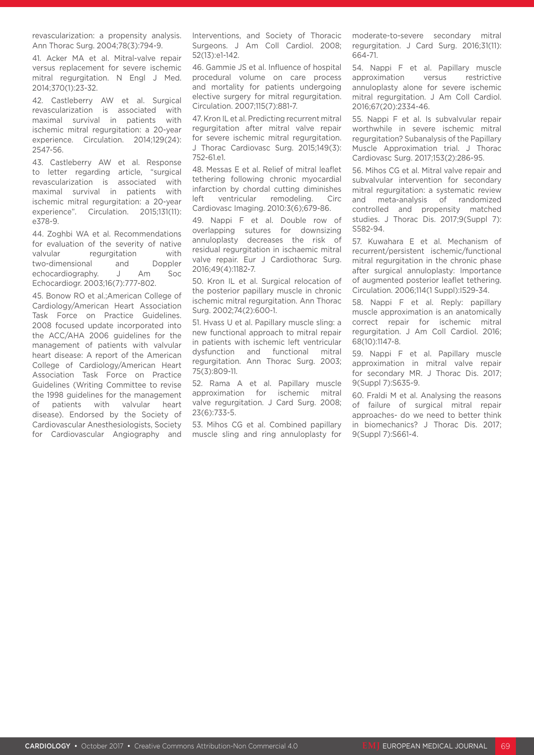revascularization: a propensity analysis. Ann Thorac Surg. 2004;78(3):794-9.

41. Acker MA et al. Mitral-valve repair versus replacement for severe ischemic mitral regurgitation. N Engl J Med. 2014;370(1):23-32.

42. Castleberry AW et al. Surgical revascularization is associated with maximal survival in patients with ischemic mitral regurgitation: a 20-year experience. Circulation. 2014;129(24): 2547-56.

43. Castleberry AW et al. Response to letter regarding article, "surgical revascularization is associated with maximal survival in patients with ischemic mitral regurgitation: a 20-year experience". Circulation. 2015;131(11): e378-9.

44. Zoghbi WA et al. Recommendations for evaluation of the severity of native valvular regurgitation with two-dimensional and Doppler echocardiography. J Am Soc Echocardiogr. 2003;16(7):777-802.

45. Bonow RO et al.;American College of Cardiology/American Heart Association Task Force on Practice Guidelines. 2008 focused update incorporated into the ACC/AHA 2006 guidelines for the management of patients with valvular heart disease: A report of the American College of Cardiology/American Heart Association Task Force on Practice Guidelines (Writing Committee to revise the 1998 guidelines for the management of patients with valvular heart disease). Endorsed by the Society of Cardiovascular Anesthesiologists, Society for Cardiovascular Angiography and Interventions, and Society of Thoracic Surgeons. J Am Coll Cardiol. 2008; 52(13):e1-142.

46. Gammie JS et al. Influence of hospital procedural volume on care process and mortality for patients undergoing elective surgery for mitral regurgitation. Circulation. 2007;115(7):881-7.

47. Kron IL et al. Predicting recurrent mitral regurgitation after mitral valve repair for severe ischemic mitral regurgitation. J Thorac Cardiovasc Surg. 2015;149(3): 752-61.e1.

48. Messas E et al. Relief of mitral leaflet tethering following chronic myocardial infarction by chordal cutting diminishes left ventricular remodeling. Circ Cardiovasc Imaging. 2010:3(6);679-86.

49. Nappi F et al. Double row of overlapping sutures for downsizing annuloplasty decreases the risk of residual regurgitation in ischaemic mitral valve repair. Eur J Cardiothorac Surg. 2016;49(4):1182-7.

50. Kron IL et al. Surgical relocation of the posterior papillary muscle in chronic ischemic mitral regurgitation. Ann Thorac Surg. 2002;74(2):600-1.

51. Hvass U et al. Papillary muscle sling: a new functional approach to mitral repair in patients with ischemic left ventricular dysfunction and functional mitral regurgitation. Ann Thorac Surg. 2003; 75(3):809-11.

52. Rama A et al. Papillary muscle approximation for ischemic mitral valve regurgitation. J Card Surg. 2008; 23(6):733-5.

53. Mihos CG et al. Combined papillary muscle sling and ring annuloplasty for moderate-to-severe secondary mitral regurgitation. J Card Surg. 2016;31(11): 664-71.

54. Nappi F et al. Papillary muscle approximation versus restrictive annuloplasty alone for severe ischemic mitral regurgitation. J Am Coll Cardiol. 2016;67(20):2334-46.

55. Nappi F et al. Is subvalvular repair worthwhile in severe ischemic mitral regurgitation? Subanalysis of the Papillary Muscle Approximation trial. J Thorac Cardiovasc Surg. 2017;153(2):286-95.

56. Mihos CG et al. Mitral valve repair and subvalvular intervention for secondary mitral regurgitation: a systematic review and meta-analysis of randomized controlled and propensity matched studies. J Thorac Dis. 2017;9(Suppl 7): S582-94.

57. Kuwahara E et al. Mechanism of recurrent/persistent ischemic/functional mitral regurgitation in the chronic phase after surgical annuloplasty: Importance of augmented posterior leaflet tethering. Circulation. 2006;114(1 Suppl):I529-34.

58. Nappi F et al. Reply: papillary muscle approximation is an anatomically correct repair for ischemic mitral regurgitation. J Am Coll Cardiol. 2016; 68(10):1147-8.

59. Nappi F et al. Papillary muscle approximation in mitral valve repair for secondary MR. J Thorac Dis. 2017; 9(Suppl 7):S635-9.

60. Fraldi M et al. Analysing the reasons of failure of surgical mitral repair approaches- do we need to better think in biomechanics? J Thorac Dis. 2017; 9(Suppl 7):S661-4.